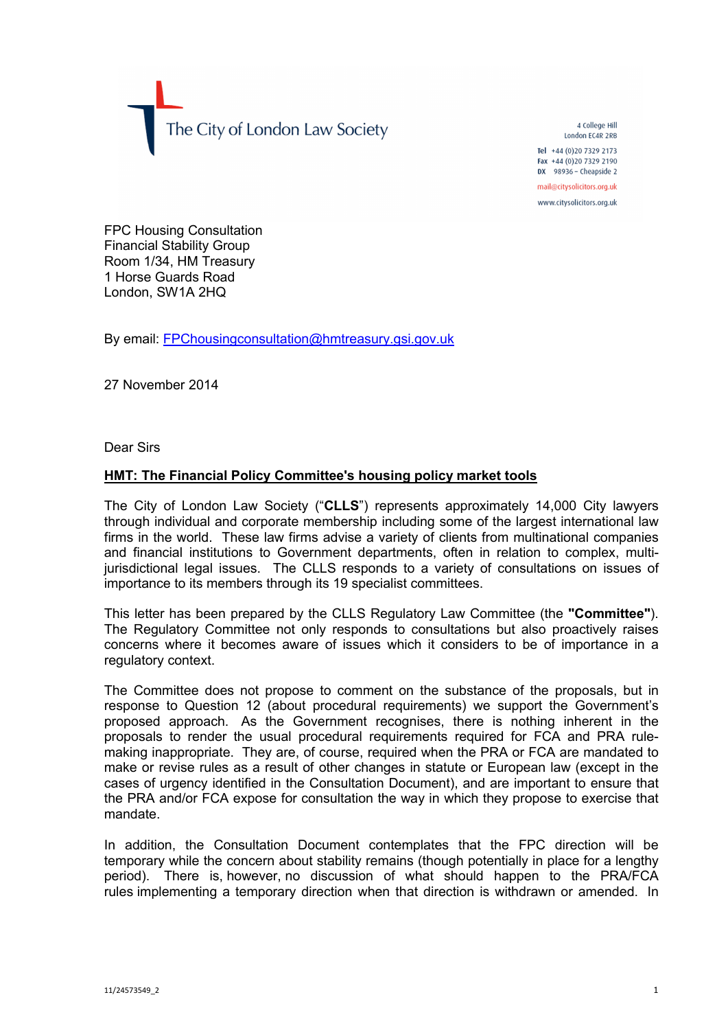The City of London Law Society

4 College Hill
London EC4R 2RB

**Tel** +44 (0)20 7329 2173
**Fax** +44 (0)20 7329 2190
**DX** 98936 – Cheapside 2

mail@citysolicitors.org.uk

www.citysolicitors.org.uk

FPC Housing Consultation
Financial Stability Group
Room 1/34, HM Treasury
1 Horse Guards Road
London, SW1A 2HQ

By email: FPChousingconsultation@hmtreasury.gsi.gov.uk

27 November 2014

Dear Sirs

**HMT: The Financial Policy Committee's housing policy market tools**

The City of London Law Society ("**CLLS**") represents approximately 14,000 City lawyers through individual and corporate membership including some of the largest international law firms in the world. These law firms advise a variety of clients from multinational companies and financial institutions to Government departments, often in relation to complex, multi-jurisdictional legal issues. The CLLS responds to a variety of consultations on issues of importance to its members through its 19 specialist committees.

This letter has been prepared by the CLLS Regulatory Law Committee (the **"Committee"**). The Regulatory Committee not only responds to consultations but also proactively raises concerns where it becomes aware of issues which it considers to be of importance in a regulatory context.

The Committee does not propose to comment on the substance of the proposals, but in response to Question 12 (about procedural requirements) we support the Government's proposed approach. As the Government recognises, there is nothing inherent in the proposals to render the usual procedural requirements required for FCA and PRA rule-making inappropriate. They are, of course, required when the PRA or FCA are mandated to make or revise rules as a result of other changes in statute or European law (except in the cases of urgency identified in the Consultation Document), and are important to ensure that the PRA and/or FCA expose for consultation the way in which they propose to exercise that mandate.

In addition, the Consultation Document contemplates that the FPC direction will be temporary while the concern about stability remains (though potentially in place for a lengthy period). There is, however, no discussion of what should happen to the PRA/FCA rules implementing a temporary direction when that direction is withdrawn or amended. In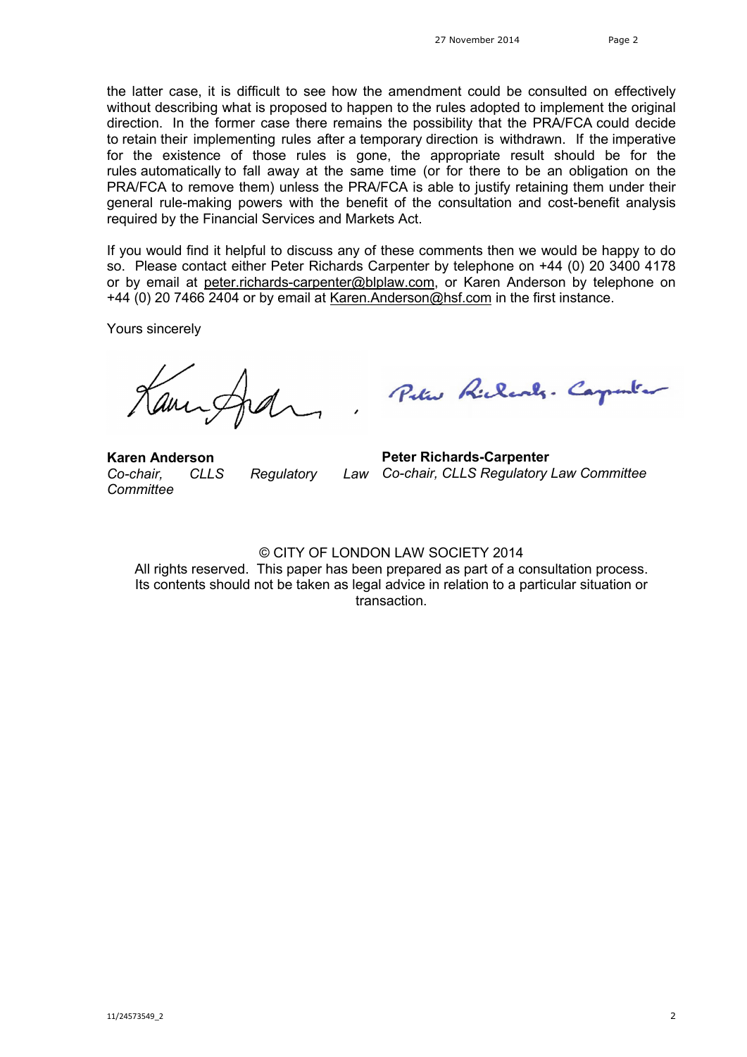the latter case, it is difficult to see how the amendment could be consulted on effectively without describing what is proposed to happen to the rules adopted to implement the original direction. In the former case there remains the possibility that the PRA/FCA could decide to retain their implementing rules after a temporary direction is withdrawn. If the imperative for the existence of those rules is gone, the appropriate result should be for the rules automatically to fall away at the same time (or for there to be an obligation on the PRA/FCA to remove them) unless the PRA/FCA is able to justify retaining them under their general rule-making powers with the benefit of the consultation and cost-benefit analysis required by the Financial Services and Markets Act.

If you would find it helpful to discuss any of these comments then we would be happy to do so. Please contact either Peter Richards Carpenter by telephone on +44 (0) 20 3400 4178 or by email at peter.richards-carpenter@blplaw.com, or Karen Anderson by telephone on +44 (0) 20 7466 2404 or by email at Karen.Anderson@hsf.com in the first instance.

Yours sincerely

**Karen Anderson**
*Co-chair, CLLS Regulatory Law Committee*

**Peter Richards-Carpenter**
*Co-chair, CLLS Regulatory Law Committee*

© CITY OF LONDON LAW SOCIETY 2014
All rights reserved. This paper has been prepared as part of a consultation process. Its contents should not be taken as legal advice in relation to a particular situation or transaction.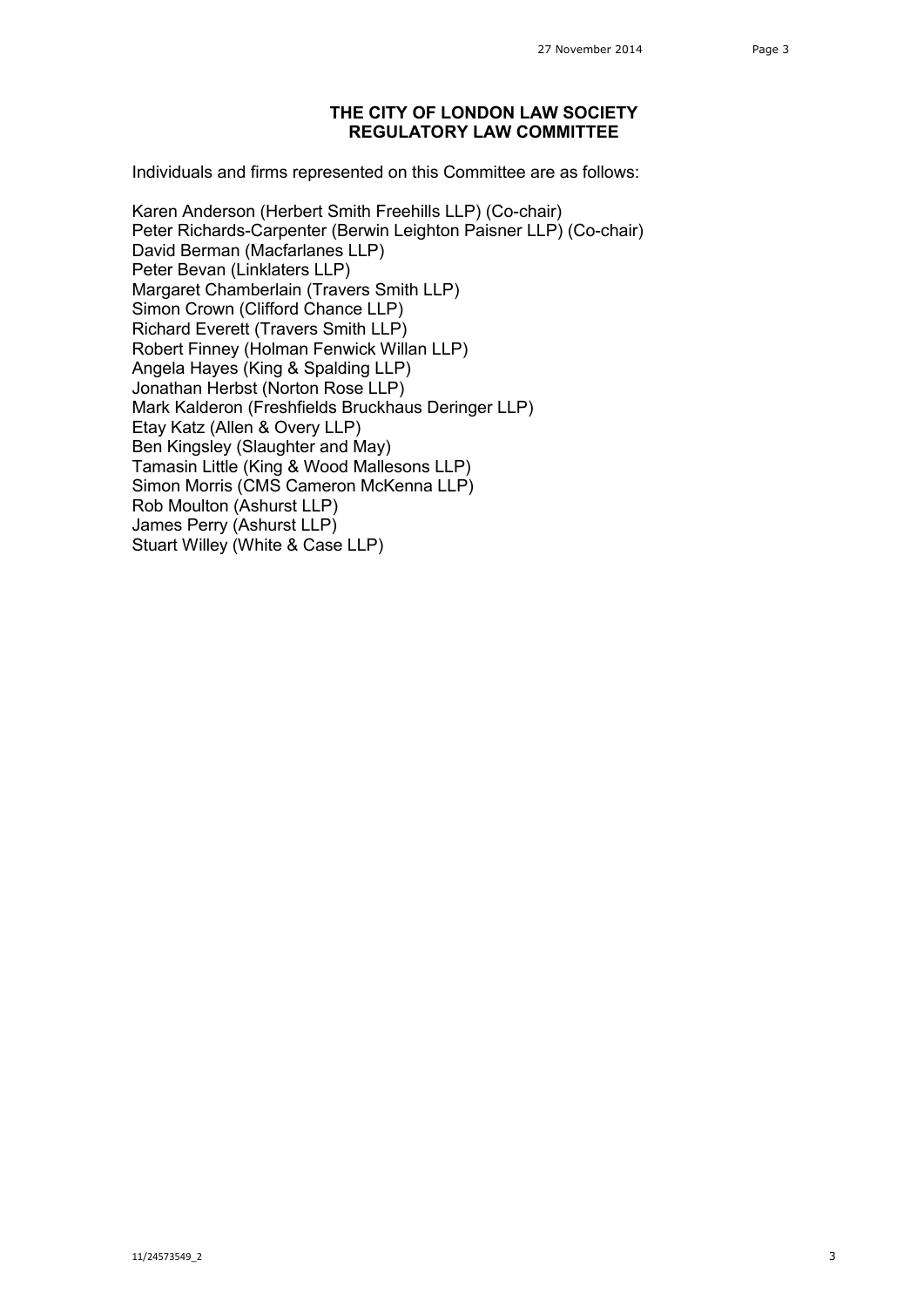## THE CITY OF LONDON LAW SOCIETY
## REGULATORY LAW COMMITTEE

Individuals and firms represented on this Committee are as follows:

Karen Anderson (Herbert Smith Freehills LLP) (Co-chair)
Peter Richards-Carpenter (Berwin Leighton Paisner LLP) (Co-chair)
David Berman (Macfarlanes LLP)
Peter Bevan (Linklaters LLP)
Margaret Chamberlain (Travers Smith LLP)
Simon Crown (Clifford Chance LLP)
Richard Everett (Travers Smith LLP)
Robert Finney (Holman Fenwick Willan LLP)
Angela Hayes (King & Spalding LLP)
Jonathan Herbst (Norton Rose LLP)
Mark Kalderon (Freshfields Bruckhaus Deringer LLP)
Etay Katz (Allen & Overy LLP)
Ben Kingsley (Slaughter and May)
Tamasin Little (King & Wood Mallesons LLP)
Simon Morris (CMS Cameron McKenna LLP)
Rob Moulton (Ashurst LLP)
James Perry (Ashurst LLP)
Stuart Willey (White & Case LLP)